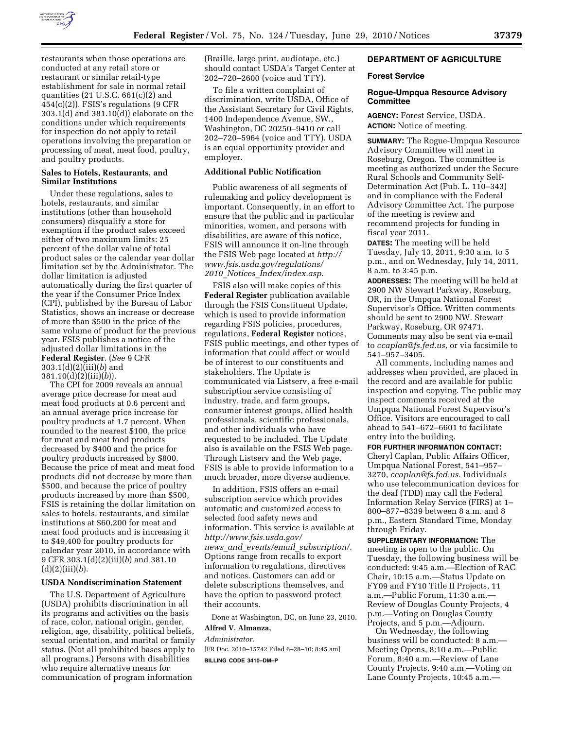restaurants when those operations are conducted at any retail store or restaurant or similar retail-type establishment for sale in normal retail quantities (21 U.S.C. 661(c)(2) and 454(c)(2)). FSIS's regulations (9 CFR 303.1(d) and 381.10(d)) elaborate on the conditions under which requirements for inspection do not apply to retail operations involving the preparation or processing of meat, meat food, poultry, and poultry products.

### Sales to Hotels, Restaurants, and Similar Institutions

Under these regulations, sales to hotels, restaurants, and similar institutions (other than household consumers) disqualify a store for exemption if the product sales exceed either of two maximum limits: 25 percent of the dollar value of total product sales or the calendar year dollar limitation set by the Administrator. The dollar limitation is adjusted automatically during the first quarter of the year if the Consumer Price Index (CPI), published by the Bureau of Labor Statistics, shows an increase or decrease of more than $500 in the price of the same volume of product for the previous year. FSIS publishes a notice of the adjusted dollar limitations in the **Federal Register**. (*See* 9 CFR 303.1(d)(2)(iii)(*b*) and 381.10(d)(2)(iii)(*b*)).

The CPI for 2009 reveals an annual average price decrease for meat and meat food products at 0.6 percent and an annual average price increase for poultry products at 1.7 percent. When rounded to the nearest $100, the price for meat and meat food products decreased by $400 and the price for poultry products increased by $800. Because the price of meat and meat food products did not decrease by more than $500, and because the price of poultry products increased by more than $500, FSIS is retaining the dollar limitation on sales to hotels, restaurants, and similar institutions at $60,200 for meat and meat food products and is increasing it to $49,400 for poultry products for calendar year 2010, in accordance with 9 CFR 303.1(d)(2)(iii)(*b*) and 381.10 (d)(2)(iii)(*b*).

### USDA Nondiscrimination Statement

The U.S. Department of Agriculture (USDA) prohibits discrimination in all its programs and activities on the basis of race, color, national origin, gender, religion, age, disability, political beliefs, sexual orientation, and marital or family status. (Not all prohibited bases apply to all programs.) Persons with disabilities who require alternative means for communication of program information (Braille, large print, audiotape, etc.) should contact USDA's Target Center at 202–720–2600 (voice and TTY).

To file a written complaint of discrimination, write USDA, Office of the Assistant Secretary for Civil Rights, 1400 Independence Avenue, SW., Washington, DC 20250–9410 or call 202–720–5964 (voice and TTY). USDA is an equal opportunity provider and employer.

### Additional Public Notification

Public awareness of all segments of rulemaking and policy development is important. Consequently, in an effort to ensure that the public and in particular minorities, women, and persons with disabilities, are aware of this notice, FSIS will announce it on-line through the FSIS Web page located at *http://www.fsis.usda.gov/regulations/2010_Notices_Index/index.asp*.

FSIS also will make copies of this **Federal Register** publication available through the FSIS Constituent Update, which is used to provide information regarding FSIS policies, procedures, regulations, **Federal Register** notices, FSIS public meetings, and other types of information that could affect or would be of interest to our constituents and stakeholders. The Update is communicated via Listserv, a free e-mail subscription service consisting of industry, trade, and farm groups, consumer interest groups, allied health professionals, scientific professionals, and other individuals who have requested to be included. The Update also is available on the FSIS Web page. Through Listserv and the Web page, FSIS is able to provide information to a much broader, more diverse audience.

In addition, FSIS offers an e-mail subscription service which provides automatic and customized access to selected food safety news and information. This service is available at *http://www.fsis.usda.gov/news_and_events/email_subscription/*. Options range from recalls to export information to regulations, directives and notices. Customers can add or delete subscriptions themselves, and have the option to password protect their accounts.

Done at Washington, DC, on June 23, 2010.

**Alfred V. Almanza,**

*Administrator.*

[FR Doc. 2010–15742 Filed 6–28–10; 8:45 am]

**BILLING CODE 3410–DM–P**

## DEPARTMENT OF AGRICULTURE

### Forest Service

### Rogue-Umpqua Resource Advisory Committee

**AGENCY:** Forest Service, USDA.

**ACTION:** Notice of meeting.

**SUMMARY:** The Rogue-Umpqua Resource Advisory Committee will meet in Roseburg, Oregon. The committee is meeting as authorized under the Secure Rural Schools and Community Self-Determination Act (Pub. L. 110–343) and in compliance with the Federal Advisory Committee Act. The purpose of the meeting is review and recommend projects for funding in fiscal year 2011.

**DATES:** The meeting will be held Tuesday, July 13, 2011, 9:30 a.m. to 5 p.m., and on Wednesday, July 14, 2011, 8 a.m. to 3:45 p.m.

**ADDRESSES:** The meeting will be held at 2900 NW Stewart Parkway, Roseburg, OR, in the Umpqua National Forest Supervisor's Office. Written comments should be sent to 2900 NW. Stewart Parkway, Roseburg, OR 97471. Comments may also be sent via e-mail to *ccaplan@fs.fed.us,* or via facsimile to 541–957–3405.

All comments, including names and addresses when provided, are placed in the record and are available for public inspection and copying. The public may inspect comments received at the Umpqua National Forest Supervisor's Office. Visitors are encouraged to call ahead to 541–672–6601 to facilitate entry into the building.

**FOR FURTHER INFORMATION CONTACT:** Cheryl Caplan, Public Affairs Officer, Umpqua National Forest, 541–957–3270, *ccaplan@fs.fed.us.* Individuals who use telecommunication devices for the deaf (TDD) may call the Federal Information Relay Service (FIRS) at 1–800–877–8339 between 8 a.m. and 8 p.m., Eastern Standard Time, Monday through Friday.

**SUPPLEMENTARY INFORMATION:** The meeting is open to the public. On Tuesday, the following business will be conducted: 9:45 a.m.—Election of RAC Chair, 10:15 a.m.—Status Update on FY09 and FY10 Title II Projects, 11 a.m.—Public Forum, 11:30 a.m.—Review of Douglas County Projects, 4 p.m.—Voting on Douglas County Projects, and 5 p.m.—Adjourn.

On Wednesday, the following business will be conducted: 8 a.m.—Meeting Opens, 8:10 a.m.—Public Forum, 8:40 a.m.—Review of Lane County Projects, 9:40 a.m.—Voting on Lane County Projects, 10:45 a.m.—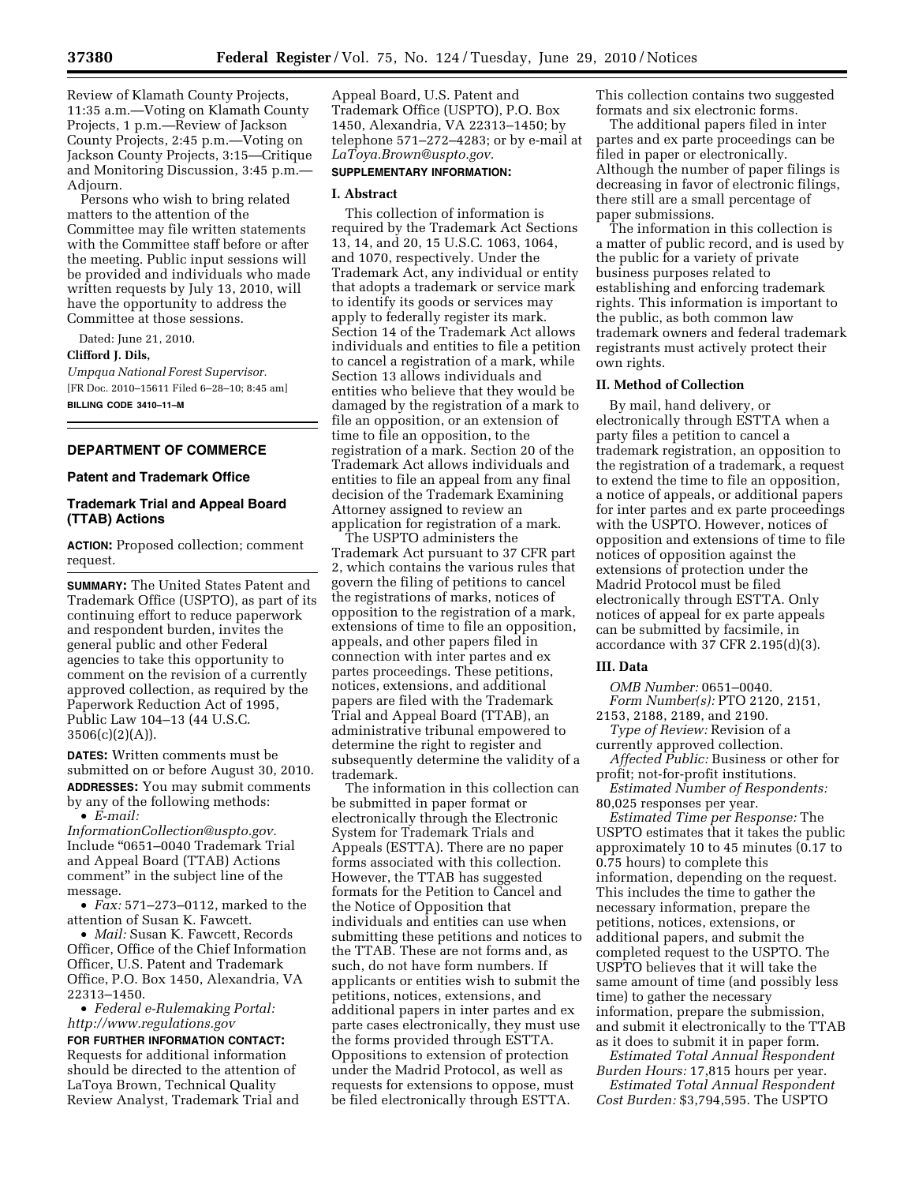Review of Klamath County Projects, 11:35 a.m.—Voting on Klamath County Projects, 1 p.m.—Review of Jackson County Projects, 2:45 p.m.—Voting on Jackson County Projects, 3:15—Critique and Monitoring Discussion, 3:45 p.m.—Adjourn.

Persons who wish to bring related matters to the attention of the Committee may file written statements with the Committee staff before or after the meeting. Public input sessions will be provided and individuals who made written requests by July 13, 2010, will have the opportunity to address the Committee at those sessions.

Dated: June 21, 2010.

**Clifford J. Dils,**

*Umpqua National Forest Supervisor.*

[FR Doc. 2010–15611 Filed 6–28–10; 8:45 am]

**BILLING CODE 3410–11–M**

---

## DEPARTMENT OF COMMERCE

### Patent and Trademark Office

### Trademark Trial and Appeal Board (TTAB) Actions

**ACTION:** Proposed collection; comment request.

**SUMMARY:** The United States Patent and Trademark Office (USPTO), as part of its continuing effort to reduce paperwork and respondent burden, invites the general public and other Federal agencies to take this opportunity to comment on the revision of a currently approved collection, as required by the Paperwork Reduction Act of 1995, Public Law 104–13 (44 U.S.C. 3506(c)(2)(A)).

**DATES:** Written comments must be submitted on or before August 30, 2010.

**ADDRESSES:** You may submit comments by any of the following methods:

- *E-mail: InformationCollection@uspto.gov.* Include "0651–0040 Trademark Trial and Appeal Board (TTAB) Actions comment" in the subject line of the message.
- *Fax:* 571–273–0112, marked to the attention of Susan K. Fawcett.
- *Mail:* Susan K. Fawcett, Records Officer, Office of the Chief Information Officer, U.S. Patent and Trademark Office, P.O. Box 1450, Alexandria, VA 22313–1450.
- *Federal e-Rulemaking Portal: http://www.regulations.gov*

**FOR FURTHER INFORMATION CONTACT:** Requests for additional information should be directed to the attention of LaToya Brown, Technical Quality Review Analyst, Trademark Trial and Appeal Board, U.S. Patent and Trademark Office (USPTO), P.O. Box 1450, Alexandria, VA 22313–1450; by telephone 571–272–4283; or by e-mail at *LaToya.Brown@uspto.gov.*

**SUPPLEMENTARY INFORMATION:**

**I. Abstract**

This collection of information is required by the Trademark Act Sections 13, 14, and 20, 15 U.S.C. 1063, 1064, and 1070, respectively. Under the Trademark Act, any individual or entity that adopts a trademark or service mark to identify its goods or services may apply to federally register its mark. Section 14 of the Trademark Act allows individuals and entities to file a petition to cancel a registration of a mark, while Section 13 allows individuals and entities who believe that they would be damaged by the registration of a mark to file an opposition, or an extension of time to file an opposition, to the registration of a mark. Section 20 of the Trademark Act allows individuals and entities to file an appeal from any final decision of the Trademark Examining Attorney assigned to review an application for registration of a mark.

The USPTO administers the Trademark Act pursuant to 37 CFR part 2, which contains the various rules that govern the filing of petitions to cancel the registrations of marks, notices of opposition to the registration of a mark, extensions of time to file an opposition, appeals, and other papers filed in connection with inter partes and ex partes proceedings. These petitions, notices, extensions, and additional papers are filed with the Trademark Trial and Appeal Board (TTAB), an administrative tribunal empowered to determine the right to register and subsequently determine the validity of a trademark.

The information in this collection can be submitted in paper format or electronically through the Electronic System for Trademark Trials and Appeals (ESTTA). There are no paper forms associated with this collection. However, the TTAB has suggested formats for the Petition to Cancel and the Notice of Opposition that individuals and entities can use when submitting these petitions and notices to the TTAB. These are not forms and, as such, do not have form numbers. If applicants or entities wish to submit the petitions, notices, extensions, and additional papers in inter partes and ex parte cases electronically, they must use the forms provided through ESTTA. Oppositions to extension of protection under the Madrid Protocol, as well as requests for extensions to oppose, must be filed electronically through ESTTA. This collection contains two suggested formats and six electronic forms.

The additional papers filed in inter partes and ex parte proceedings can be filed in paper or electronically. Although the number of paper filings is decreasing in favor of electronic filings, there still are a small percentage of paper submissions.

The information in this collection is a matter of public record, and is used by the public for a variety of private business purposes related to establishing and enforcing trademark rights. This information is important to the public, as both common law trademark owners and federal trademark registrants must actively protect their own rights.

**II. Method of Collection**

By mail, hand delivery, or electronically through ESTTA when a party files a petition to cancel a trademark registration, an opposition to the registration of a trademark, a request to extend the time to file an opposition, a notice of appeals, or additional papers for inter partes and ex parte proceedings with the USPTO. However, notices of opposition and extensions of time to file notices of opposition against the extensions of protection under the Madrid Protocol must be filed electronically through ESTTA. Only notices of appeal for ex parte appeals can be submitted by facsimile, in accordance with 37 CFR 2.195(d)(3).

**III. Data**

*OMB Number:* 0651–0040.

*Form Number(s):* PTO 2120, 2151, 2153, 2188, 2189, and 2190.

*Type of Review:* Revision of a currently approved collection.

*Affected Public:* Business or other for profit; not-for-profit institutions.

*Estimated Number of Respondents:* 80,025 responses per year.

*Estimated Time per Response:* The USPTO estimates that it takes the public approximately 10 to 45 minutes (0.17 to 0.75 hours) to complete this information, depending on the request. This includes the time to gather the necessary information, prepare the petitions, notices, extensions, or additional papers, and submit the completed request to the USPTO. The USPTO believes that it will take the same amount of time (and possibly less time) to gather the necessary information, prepare the submission, and submit it electronically to the TTAB as it does to submit it in paper form.

*Estimated Total Annual Respondent Burden Hours:* 17,815 hours per year.

*Estimated Total Annual Respondent Cost Burden:* $3,794,595. The USPTO